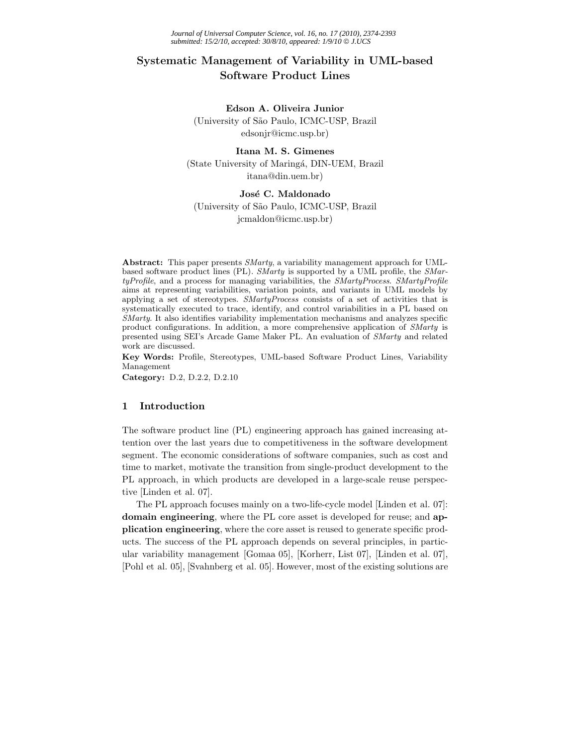# Systematic Management of Variability in UML-based Software Product Lines

**Edson A. Oliveira Junior**
(University of São Paulo, ICMC-USP, Brazil
edsonjr@icmc.usp.br)

**Itana M. S. Gimenes**
(State University of Maringá, DIN-UEM, Brazil
itana@din.uem.br)

**José C. Maldonado**
(University of São Paulo, ICMC-USP, Brazil
jcmaldon@icmc.usp.br)

**Abstract:** This paper presents *SMarty*, a variability management approach for UML-based software product lines (PL). *SMarty* is supported by a UML profile, the *SMartyProfile*, and a process for managing variabilities, the *SMartyProcess*. *SMartyProfile* aims at representing variabilities, variation points, and variants in UML models by applying a set of stereotypes. *SMartyProcess* consists of a set of activities that is systematically executed to trace, identify, and control variabilities in a PL based on *SMarty*. It also identifies variability implementation mechanisms and analyzes specific product configurations. In addition, a more comprehensive application of *SMarty* is presented using SEI's Arcade Game Maker PL. An evaluation of *SMarty* and related work are discussed.

**Key Words:** Profile, Stereotypes, UML-based Software Product Lines, Variability Management

**Category:** D.2, D.2.2, D.2.10

## 1 Introduction

The software product line (PL) engineering approach has gained increasing attention over the last years due to competitiveness in the software development segment. The economic considerations of software companies, such as cost and time to market, motivate the transition from single-product development to the PL approach, in which products are developed in a large-scale reuse perspective [Linden et al. 07].

The PL approach focuses mainly on a two-life-cycle model [Linden et al. 07]: **domain engineering**, where the PL core asset is developed for reuse; and **application engineering**, where the core asset is reused to generate specific products. The success of the PL approach depends on several principles, in particular variability management [Gomaa 05], [Korherr, List 07], [Linden et al. 07], [Pohl et al. 05], [Svahnberg et al. 05]. However, most of the existing solutions are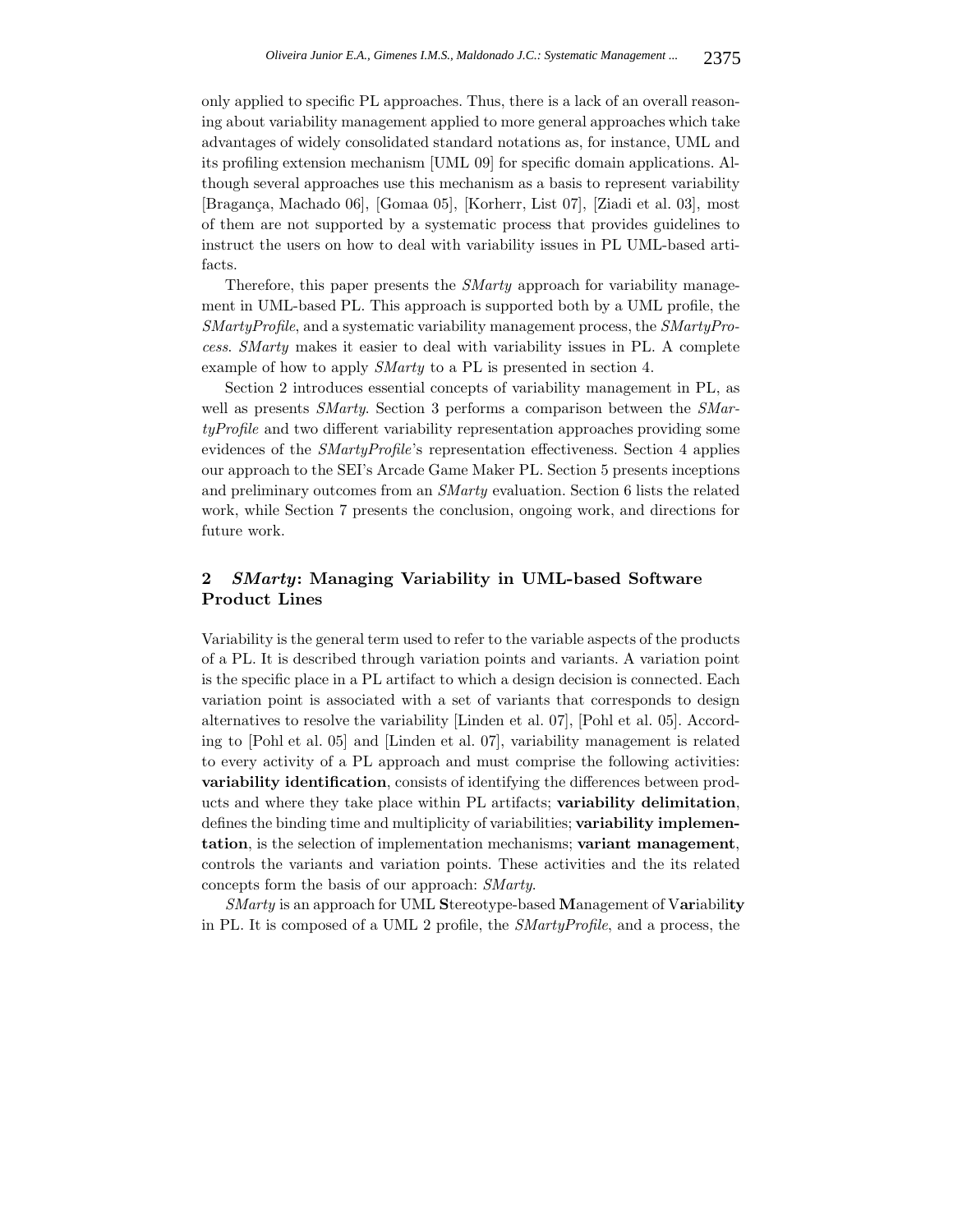only applied to specific PL approaches. Thus, there is a lack of an overall reasoning about variability management applied to more general approaches which take advantages of widely consolidated standard notations as, for instance, UML and its profiling extension mechanism [UML 09] for specific domain applications. Although several approaches use this mechanism as a basis to represent variability [Bragança, Machado 06], [Gomaa 05], [Korherr, List 07], [Ziadi et al. 03], most of them are not supported by a systematic process that provides guidelines to instruct the users on how to deal with variability issues in PL UML-based artifacts.

Therefore, this paper presents the *SMarty* approach for variability management in UML-based PL. This approach is supported both by a UML profile, the *SMartyProfile*, and a systematic variability management process, the *SMartyProcess*. *SMarty* makes it easier to deal with variability issues in PL. A complete example of how to apply *SMarty* to a PL is presented in section 4.

Section 2 introduces essential concepts of variability management in PL, as well as presents *SMarty*. Section 3 performs a comparison between the *SMartyProfile* and two different variability representation approaches providing some evidences of the *SMartyProfile*'s representation effectiveness. Section 4 applies our approach to the SEI's Arcade Game Maker PL. Section 5 presents inceptions and preliminary outcomes from an *SMarty* evaluation. Section 6 lists the related work, while Section 7 presents the conclusion, ongoing work, and directions for future work.

## 2 *SMarty*: Managing Variability in UML-based Software Product Lines

Variability is the general term used to refer to the variable aspects of the products of a PL. It is described through variation points and variants. A variation point is the specific place in a PL artifact to which a design decision is connected. Each variation point is associated with a set of variants that corresponds to design alternatives to resolve the variability [Linden et al. 07], [Pohl et al. 05]. According to [Pohl et al. 05] and [Linden et al. 07], variability management is related to every activity of a PL approach and must comprise the following activities: **variability identification**, consists of identifying the differences between products and where they take place within PL artifacts; **variability delimitation**, defines the binding time and multiplicity of variabilities; **variability implementation**, is the selection of implementation mechanisms; **variant management**, controls the variants and variation points. These activities and the its related concepts form the basis of our approach: *SMarty*.

*SMarty* is an approach for UML **S**tereotype-based **M**anagement of V**ar**iabili**ty** in PL. It is composed of a UML 2 profile, the *SMartyProfile*, and a process, the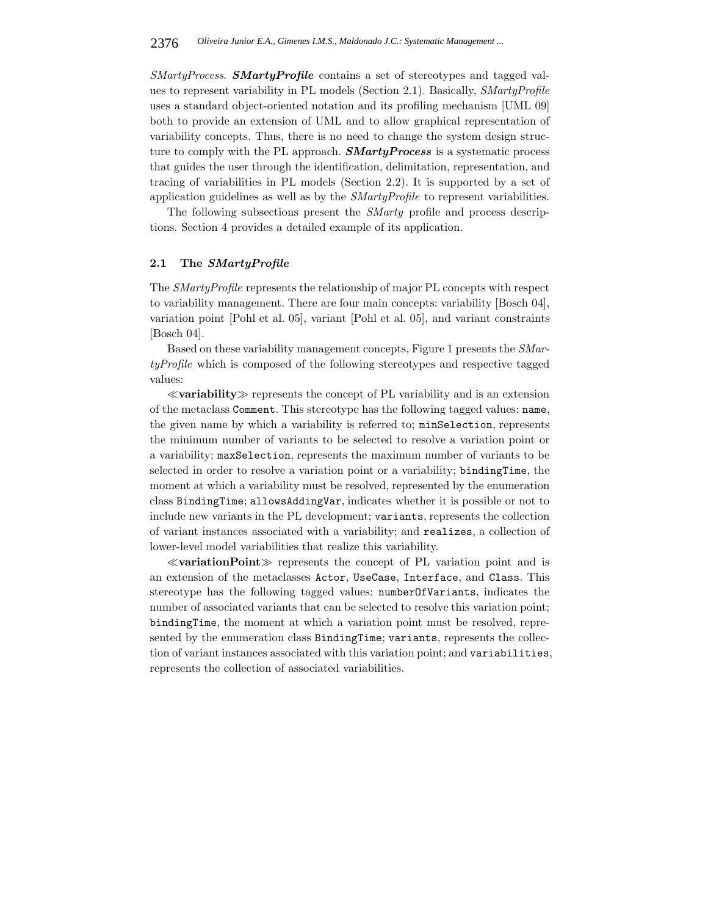*SMartyProcess*. ***SMartyProfile*** contains a set of stereotypes and tagged values to represent variability in PL models (Section 2.1). Basically, *SMartyProfile* uses a standard object-oriented notation and its profiling mechanism [UML 09] both to provide an extension of UML and to allow graphical representation of variability concepts. Thus, there is no need to change the system design structure to comply with the PL approach. ***SMartyProcess*** is a systematic process that guides the user through the identification, delimitation, representation, and tracing of variabilities in PL models (Section 2.2). It is supported by a set of application guidelines as well as by the *SMartyProfile* to represent variabilities.

The following subsections present the *SMarty* profile and process descriptions. Section 4 provides a detailed example of its application.

### 2.1 The *SMartyProfile*

The *SMartyProfile* represents the relationship of major PL concepts with respect to variability management. There are four main concepts: variability [Bosch 04], variation point [Pohl et al. 05], variant [Pohl et al. 05], and variant constraints [Bosch 04].

Based on these variability management concepts, Figure 1 presents the *SMartyProfile* which is composed of the following stereotypes and respective tagged values:

≪**variability**≫ represents the concept of PL variability and is an extension of the metaclass `Comment`. This stereotype has the following tagged values: `name`, the given name by which a variability is referred to; `minSelection`, represents the minimum number of variants to be selected to resolve a variation point or a variability; `maxSelection`, represents the maximum number of variants to be selected in order to resolve a variation point or a variability; `bindingTime`, the moment at which a variability must be resolved, represented by the enumeration class `BindingTime`; `allowsAddingVar`, indicates whether it is possible or not to include new variants in the PL development; `variants`, represents the collection of variant instances associated with a variability; and `realizes`, a collection of lower-level model variabilities that realize this variability.

≪**variationPoint**≫ represents the concept of PL variation point and is an extension of the metaclasses `Actor`, `UseCase`, `Interface`, and `Class`. This stereotype has the following tagged values: `numberOfVariants`, indicates the number of associated variants that can be selected to resolve this variation point; `bindingTime`, the moment at which a variation point must be resolved, represented by the enumeration class `BindingTime`; `variants`, represents the collection of variant instances associated with this variation point; and `variabilities`, represents the collection of associated variabilities.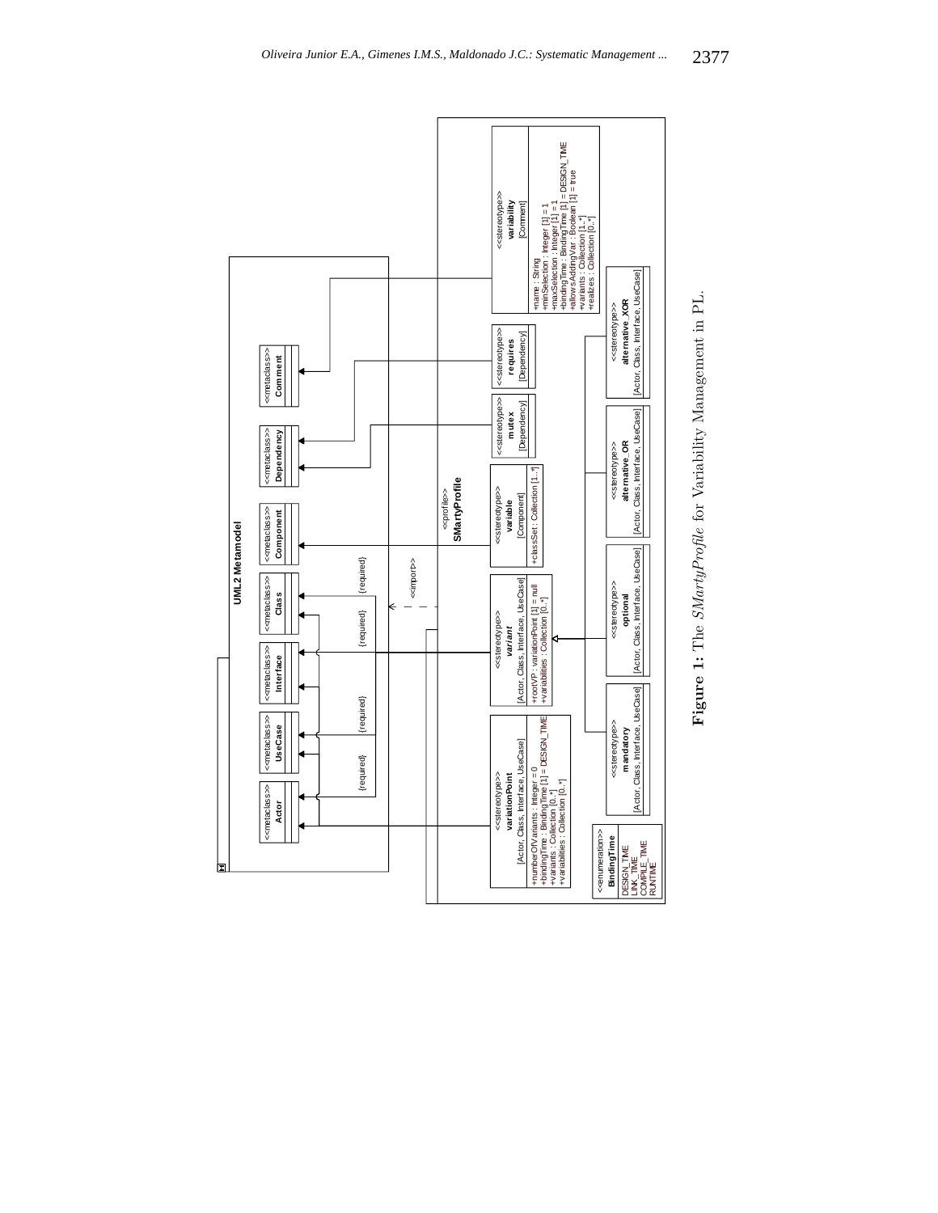**Figure 1:** The *SMartyProfile* for Variability Management in PL.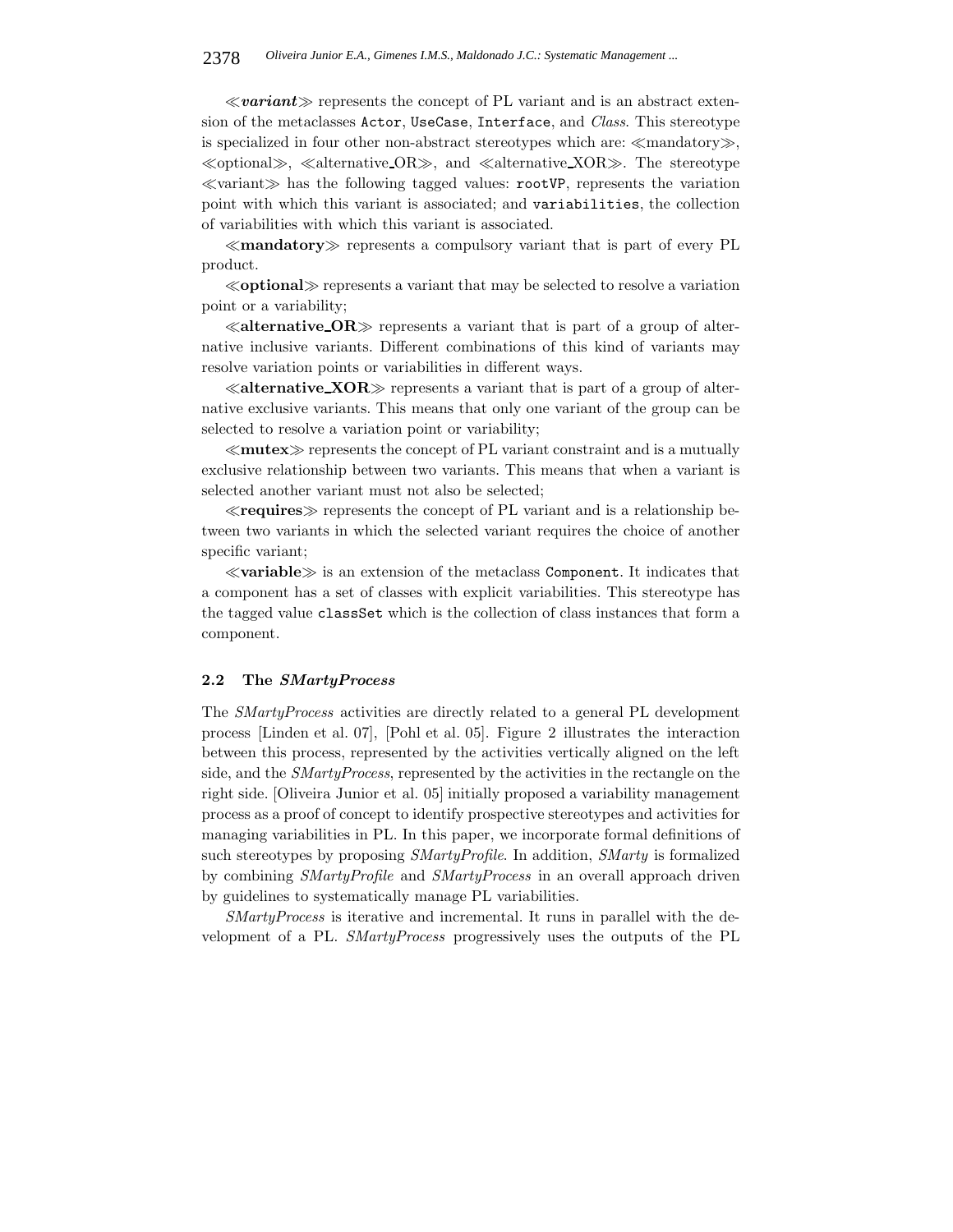≪***variant***≫ represents the concept of PL variant and is an abstract extension of the metaclasses `Actor`, `UseCase`, `Interface`, and *Class*. This stereotype is specialized in four other non-abstract stereotypes which are: ≪mandatory≫, ≪optional≫, ≪alternative_OR≫, and ≪alternative_XOR≫. The stereotype ≪variant≫ has the following tagged values: `rootVP`, represents the variation point with which this variant is associated; and `variabilities`, the collection of variabilities with which this variant is associated.

≪**mandatory**≫ represents a compulsory variant that is part of every PL product.

≪**optional**≫ represents a variant that may be selected to resolve a variation point or a variability;

≪**alternative_OR**≫ represents a variant that is part of a group of alternative inclusive variants. Different combinations of this kind of variants may resolve variation points or variabilities in different ways.

≪**alternative_XOR**≫ represents a variant that is part of a group of alternative exclusive variants. This means that only one variant of the group can be selected to resolve a variation point or variability;

≪**mutex**≫ represents the concept of PL variant constraint and is a mutually exclusive relationship between two variants. This means that when a variant is selected another variant must not also be selected;

≪**requires**≫ represents the concept of PL variant and is a relationship between two variants in which the selected variant requires the choice of another specific variant;

≪**variable**≫ is an extension of the metaclass `Component`. It indicates that a component has a set of classes with explicit variabilities. This stereotype has the tagged value `classSet` which is the collection of class instances that form a component.

### 2.2 The *SMartyProcess*

The *SMartyProcess* activities are directly related to a general PL development process [Linden et al. 07], [Pohl et al. 05]. Figure 2 illustrates the interaction between this process, represented by the activities vertically aligned on the left side, and the *SMartyProcess*, represented by the activities in the rectangle on the right side. [Oliveira Junior et al. 05] initially proposed a variability management process as a proof of concept to identify prospective stereotypes and activities for managing variabilities in PL. In this paper, we incorporate formal definitions of such stereotypes by proposing *SMartyProfile*. In addition, *SMarty* is formalized by combining *SMartyProfile* and *SMartyProcess* in an overall approach driven by guidelines to systematically manage PL variabilities.

*SMartyProcess* is iterative and incremental. It runs in parallel with the development of a PL. *SMartyProcess* progressively uses the outputs of the PL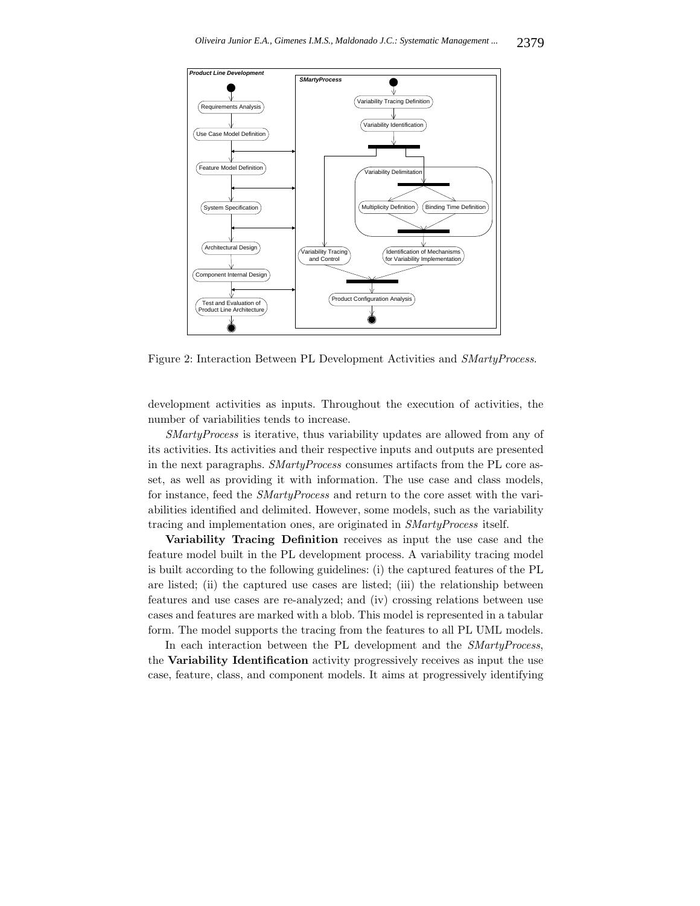Figure 2: Interaction Between PL Development Activities and *SMartyProcess*.

development activities as inputs. Throughout the execution of activities, the number of variabilities tends to increase.

*SMartyProcess* is iterative, thus variability updates are allowed from any of its activities. Its activities and their respective inputs and outputs are presented in the next paragraphs. *SMartyProcess* consumes artifacts from the PL core asset, as well as providing it with information. The use case and class models, for instance, feed the *SMartyProcess* and return to the core asset with the variabilities identified and delimited. However, some models, such as the variability tracing and implementation ones, are originated in *SMartyProcess* itself.

**Variability Tracing Definition** receives as input the use case and the feature model built in the PL development process. A variability tracing model is built according to the following guidelines: (i) the captured features of the PL are listed; (ii) the captured use cases are listed; (iii) the relationship between features and use cases are re-analyzed; and (iv) crossing relations between use cases and features are marked with a blob. This model is represented in a tabular form. The model supports the tracing from the features to all PL UML models.

In each interaction between the PL development and the *SMartyProcess*, the **Variability Identification** activity progressively receives as input the use case, feature, class, and component models. It aims at progressively identifying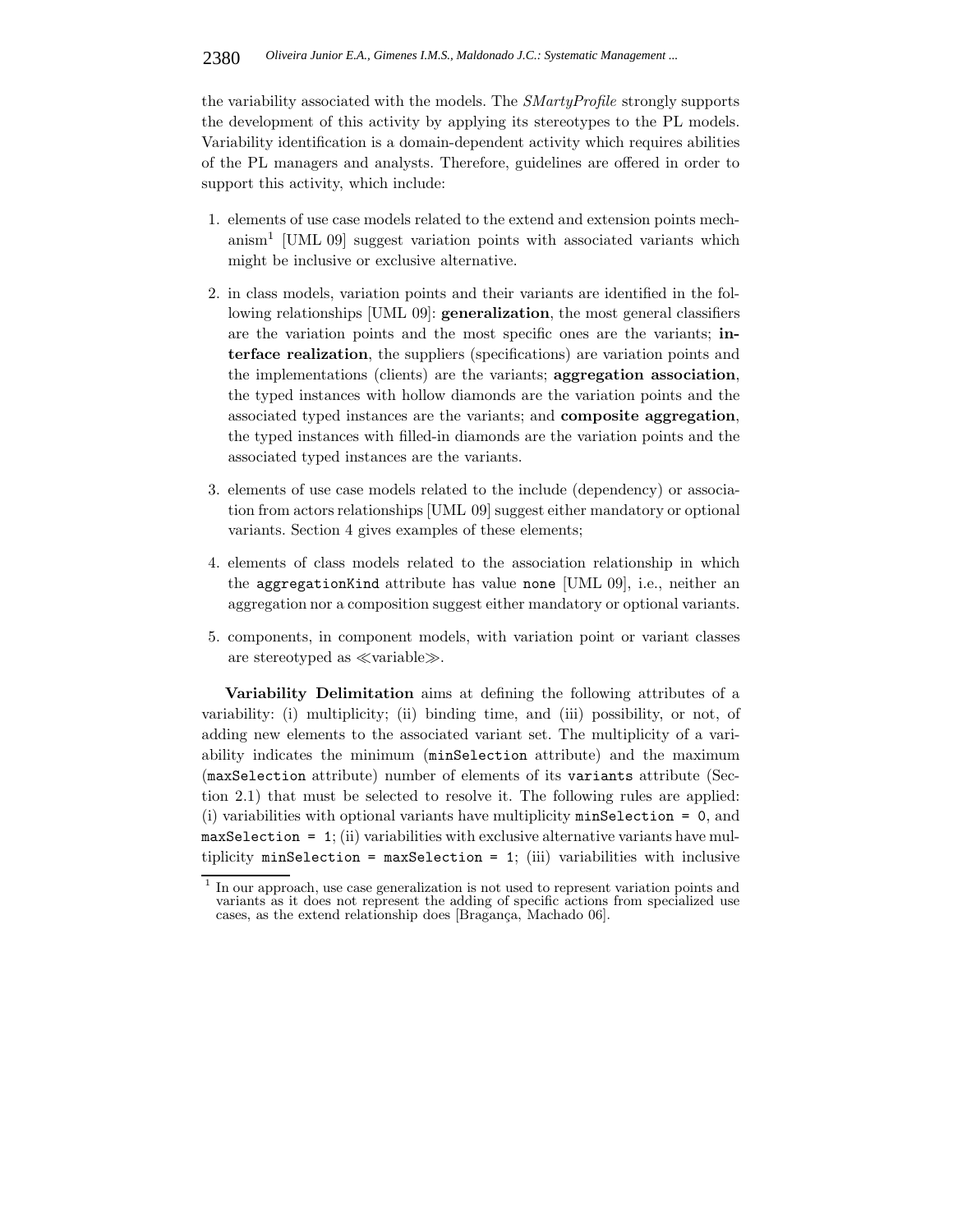the variability associated with the models. The *SMartyProfile* strongly supports the development of this activity by applying its stereotypes to the PL models. Variability identification is a domain-dependent activity which requires abilities of the PL managers and analysts. Therefore, guidelines are offered in order to support this activity, which include:

1. elements of use case models related to the extend and extension points mechanism[1] [UML 09] suggest variation points with associated variants which might be inclusive or exclusive alternative.

2. in class models, variation points and their variants are identified in the following relationships [UML 09]: **generalization**, the most general classifiers are the variation points and the most specific ones are the variants; **interface realization**, the suppliers (specifications) are variation points and the implementations (clients) are the variants; **aggregation association**, the typed instances with hollow diamonds are the variation points and the associated typed instances are the variants; and **composite aggregation**, the typed instances with filled-in diamonds are the variation points and the associated typed instances are the variants.

3. elements of use case models related to the include (dependency) or association from actors relationships [UML 09] suggest either mandatory or optional variants. Section 4 gives examples of these elements;

4. elements of class models related to the association relationship in which the `aggregationKind` attribute has value `none` [UML 09], i.e., neither an aggregation nor a composition suggest either mandatory or optional variants.

5. components, in component models, with variation point or variant classes are stereotyped as ≪variable≫.

**Variability Delimitation** aims at defining the following attributes of a variability: (i) multiplicity; (ii) binding time, and (iii) possibility, or not, of adding new elements to the associated variant set. The multiplicity of a variability indicates the minimum (`minSelection` attribute) and the maximum (`maxSelection` attribute) number of elements of its `variants` attribute (Section 2.1) that must be selected to resolve it. The following rules are applied: (i) variabilities with optional variants have multiplicity `minSelection = 0`, and `maxSelection = 1`; (ii) variabilities with exclusive alternative variants have multiplicity `minSelection = maxSelection = 1`; (iii) variabilities with inclusive

[1] In our approach, use case generalization is not used to represent variation points and variants as it does not represent the adding of specific actions from specialized use cases, as the extend relationship does [Bragança, Machado 06].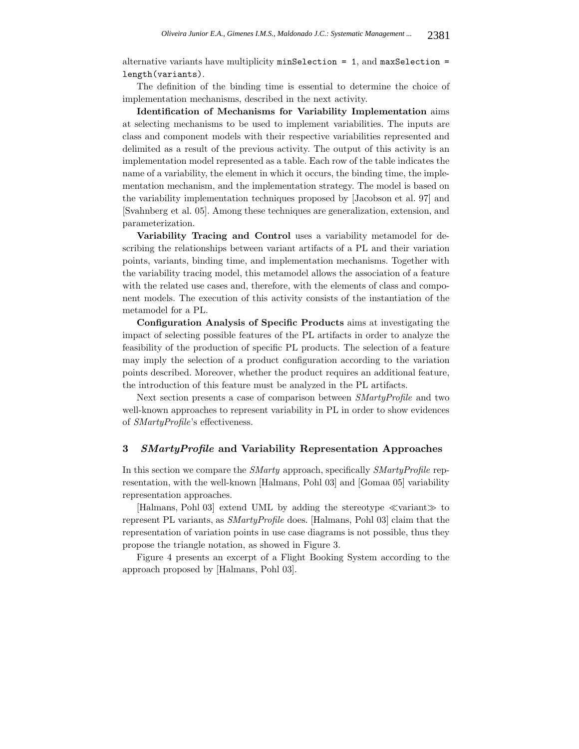alternative variants have multiplicity `minSelection = 1`, and `maxSelection = length(variants)`.

The definition of the binding time is essential to determine the choice of implementation mechanisms, described in the next activity.

**Identification of Mechanisms for Variability Implementation** aims at selecting mechanisms to be used to implement variabilities. The inputs are class and component models with their respective variabilities represented and delimited as a result of the previous activity. The output of this activity is an implementation model represented as a table. Each row of the table indicates the name of a variability, the element in which it occurs, the binding time, the implementation mechanism, and the implementation strategy. The model is based on the variability implementation techniques proposed by [Jacobson et al. 97] and [Svahnberg et al. 05]. Among these techniques are generalization, extension, and parameterization.

**Variability Tracing and Control** uses a variability metamodel for describing the relationships between variant artifacts of a PL and their variation points, variants, binding time, and implementation mechanisms. Together with the variability tracing model, this metamodel allows the association of a feature with the related use cases and, therefore, with the elements of class and component models. The execution of this activity consists of the instantiation of the metamodel for a PL.

**Configuration Analysis of Specific Products** aims at investigating the impact of selecting possible features of the PL artifacts in order to analyze the feasibility of the production of specific PL products. The selection of a feature may imply the selection of a product configuration according to the variation points described. Moreover, whether the product requires an additional feature, the introduction of this feature must be analyzed in the PL artifacts.

Next section presents a case of comparison between *SMartyProfile* and two well-known approaches to represent variability in PL in order to show evidences of *SMartyProfile*'s effectiveness.

## 3 *SMartyProfile* and Variability Representation Approaches

In this section we compare the *SMarty* approach, specifically *SMartyProfile* representation, with the well-known [Halmans, Pohl 03] and [Gomaa 05] variability representation approaches.

[Halmans, Pohl 03] extend UML by adding the stereotype ≪variant≫ to represent PL variants, as *SMartyProfile* does. [Halmans, Pohl 03] claim that the representation of variation points in use case diagrams is not possible, thus they propose the triangle notation, as showed in Figure 3.

Figure 4 presents an excerpt of a Flight Booking System according to the approach proposed by [Halmans, Pohl 03].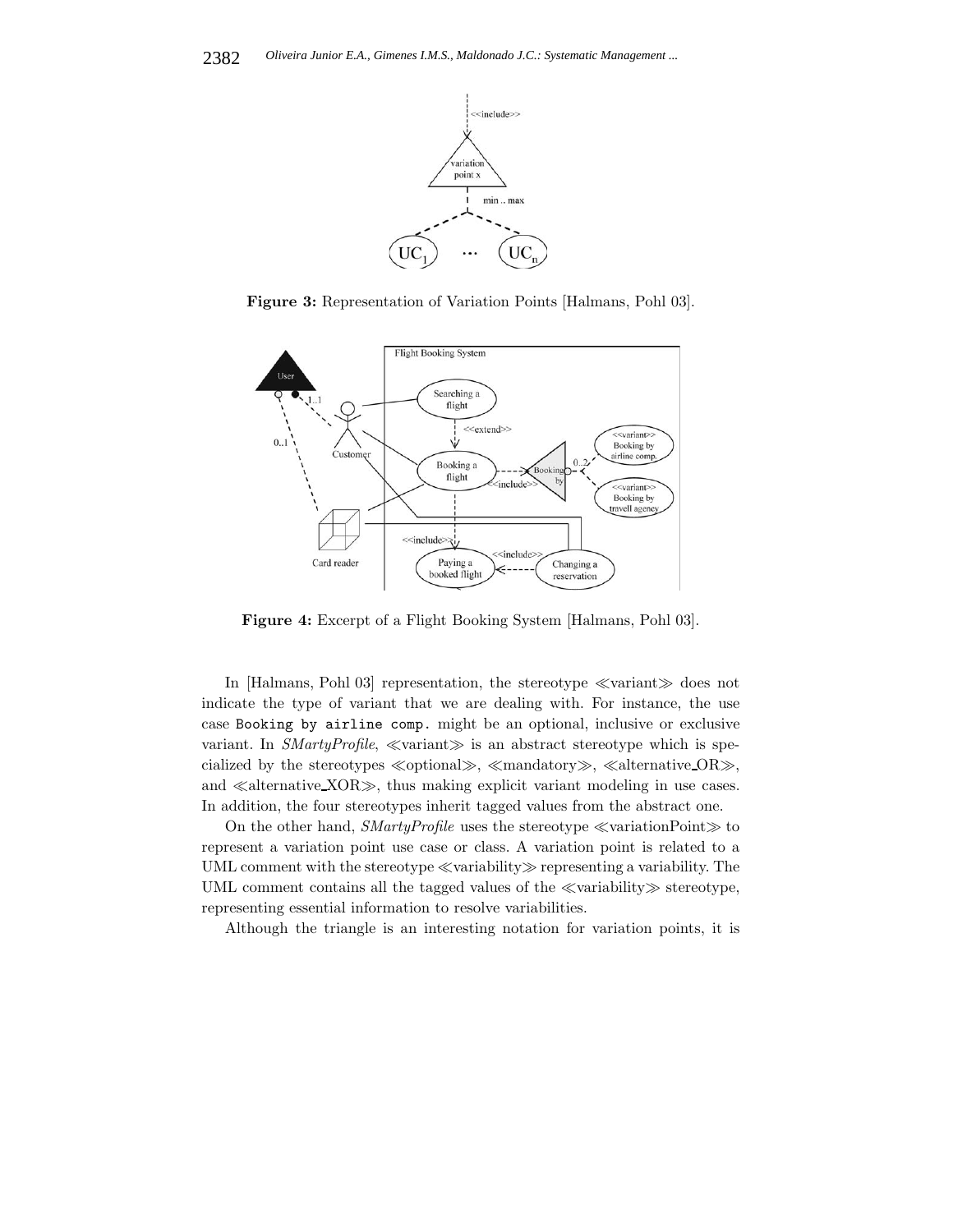**Figure 3:** Representation of Variation Points [Halmans, Pohl 03].

**Figure 4:** Excerpt of a Flight Booking System [Halmans, Pohl 03].

In [Halmans, Pohl 03] representation, the stereotype ≪variant≫ does not indicate the type of variant that we are dealing with. For instance, the use case `Booking by airline comp.` might be an optional, inclusive or exclusive variant. In *SMartyProfile*, ≪variant≫ is an abstract stereotype which is specialized by the stereotypes ≪optional≫, ≪mandatory≫, ≪alternative_OR≫, and ≪alternative_XOR≫, thus making explicit variant modeling in use cases. In addition, the four stereotypes inherit tagged values from the abstract one.

On the other hand, *SMartyProfile* uses the stereotype ≪variationPoint≫ to represent a variation point use case or class. A variation point is related to a UML comment with the stereotype ≪variability≫ representing a variability. The UML comment contains all the tagged values of the ≪variability≫ stereotype, representing essential information to resolve variabilities.

Although the triangle is an interesting notation for variation points, it is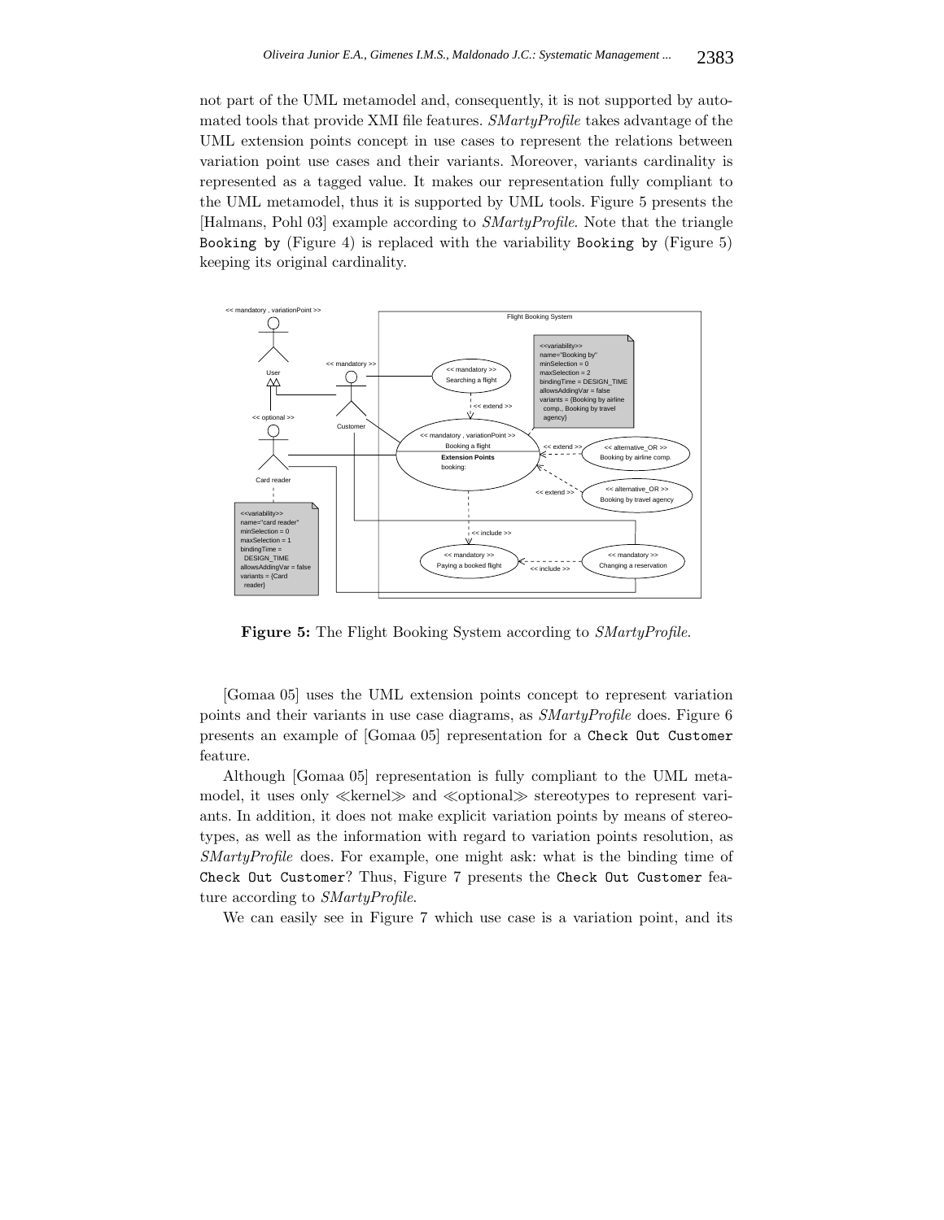not part of the UML metamodel and, consequently, it is not supported by automated tools that provide XMI file features. *SMartyProfile* takes advantage of the UML extension points concept in use cases to represent the relations between variation point use cases and their variants. Moreover, variants cardinality is represented as a tagged value. It makes our representation fully compliant to the UML metamodel, thus it is supported by UML tools. Figure 5 presents the [Halmans, Pohl 03] example according to *SMartyProfile*. Note that the triangle `Booking by` (Figure 4) is replaced with the variability `Booking by` (Figure 5) keeping its original cardinality.

**Figure 5:** The Flight Booking System according to *SMartyProfile*.

[Gomaa 05] uses the UML extension points concept to represent variation points and their variants in use case diagrams, as *SMartyProfile* does. Figure 6 presents an example of [Gomaa 05] representation for a `Check Out Customer` feature.

Although [Gomaa 05] representation is fully compliant to the UML metamodel, it uses only ≪kernel≫ and ≪optional≫ stereotypes to represent variants. In addition, it does not make explicit variation points by means of stereotypes, as well as the information with regard to variation points resolution, as *SMartyProfile* does. For example, one might ask: what is the binding time of `Check Out Customer`? Thus, Figure 7 presents the `Check Out Customer` feature according to *SMartyProfile*.

We can easily see in Figure 7 which use case is a variation point, and its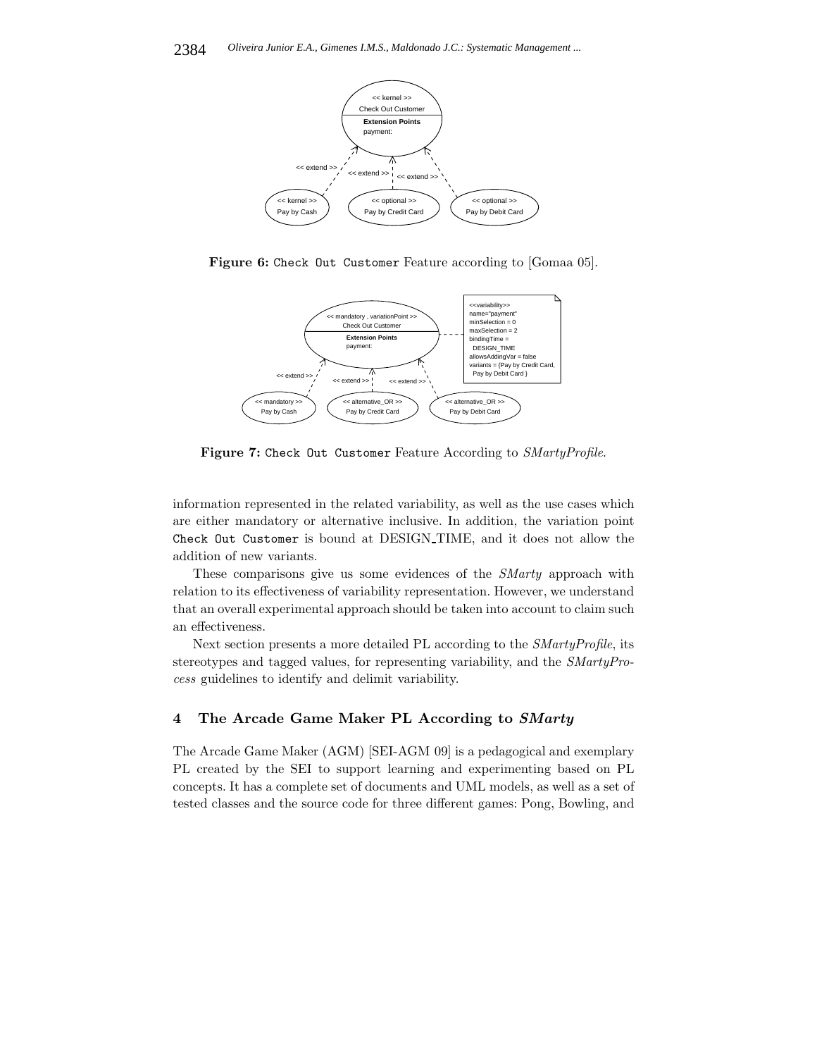**Figure 6:** Check Out Customer Feature according to [Gomaa 05].

**Figure 7:** Check Out Customer Feature According to *SMartyProfile*.

information represented in the related variability, as well as the use cases which are either mandatory or alternative inclusive. In addition, the variation point Check Out Customer is bound at DESIGN_TIME, and it does not allow the addition of new variants.

These comparisons give us some evidences of the *SMarty* approach with relation to its effectiveness of variability representation. However, we understand that an overall experimental approach should be taken into account to claim such an effectiveness.

Next section presents a more detailed PL according to the *SMartyProfile*, its stereotypes and tagged values, for representing variability, and the *SMartyProcess* guidelines to identify and delimit variability.

## 4 The Arcade Game Maker PL According to *SMarty*

The Arcade Game Maker (AGM) [SEI-AGM 09] is a pedagogical and exemplary PL created by the SEI to support learning and experimenting based on PL concepts. It has a complete set of documents and UML models, as well as a set of tested classes and the source code for three different games: Pong, Bowling, and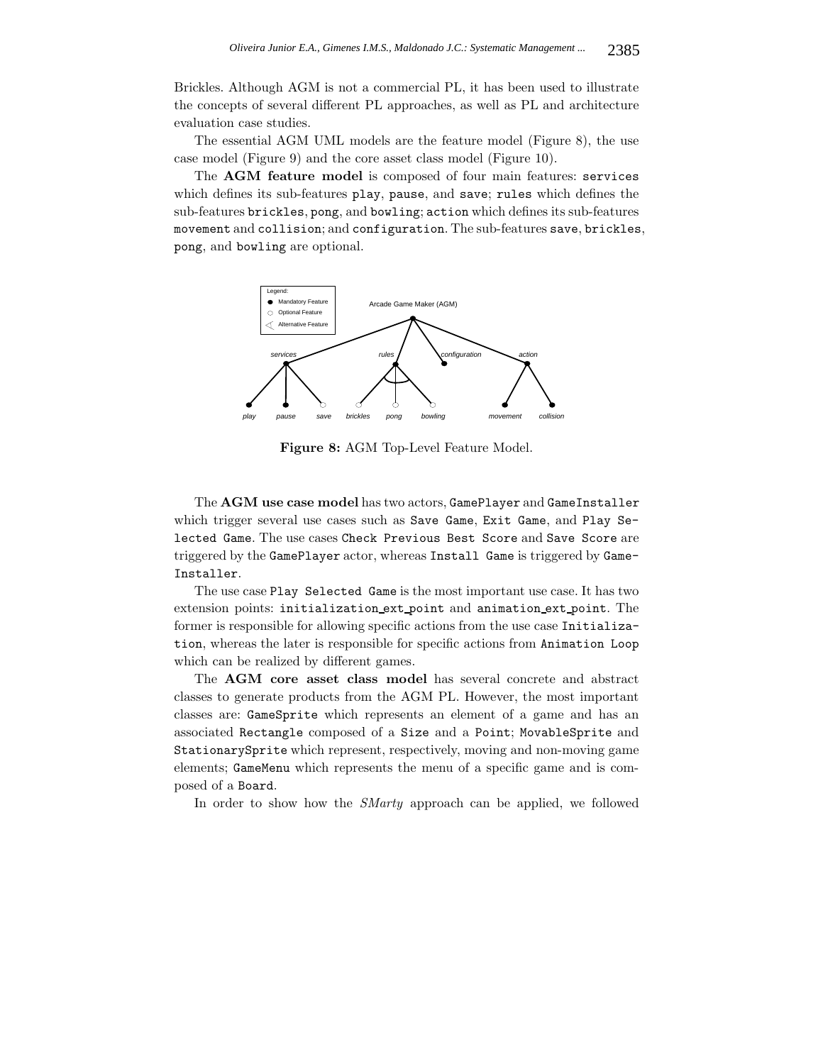Brickles. Although AGM is not a commercial PL, it has been used to illustrate the concepts of several different PL approaches, as well as PL and architecture evaluation case studies.

The essential AGM UML models are the feature model (Figure 8), the use case model (Figure 9) and the core asset class model (Figure 10).

The **AGM feature model** is composed of four main features: `services` which defines its sub-features `play`, `pause`, and `save`; `rules` which defines the sub-features `brickles`, `pong`, and `bowling`; `action` which defines its sub-features `movement` and `collision`; and `configuration`. The sub-features `save`, `brickles`, `pong`, and `bowling` are optional.

**Figure 8:** AGM Top-Level Feature Model.

The **AGM use case model** has two actors, `GamePlayer` and `GameInstaller` which trigger several use cases such as `Save Game`, `Exit Game`, and `Play Selected Game`. The use cases `Check Previous Best Score` and `Save Score` are triggered by the `GamePlayer` actor, whereas `Install Game` is triggered by `GameInstaller`.

The use case `Play Selected Game` is the most important use case. It has two extension points: `initialization_ext_point` and `animation_ext_point`. The former is responsible for allowing specific actions from the use case `Initialization`, whereas the later is responsible for specific actions from `Animation Loop` which can be realized by different games.

The **AGM core asset class model** has several concrete and abstract classes to generate products from the AGM PL. However, the most important classes are: `GameSprite` which represents an element of a game and has an associated `Rectangle` composed of a `Size` and a `Point`; `MovableSprite` and `StationarySprite` which represent, respectively, moving and non-moving game elements; `GameMenu` which represents the menu of a specific game and is composed of a `Board`.

In order to show how the *SMarty* approach can be applied, we followed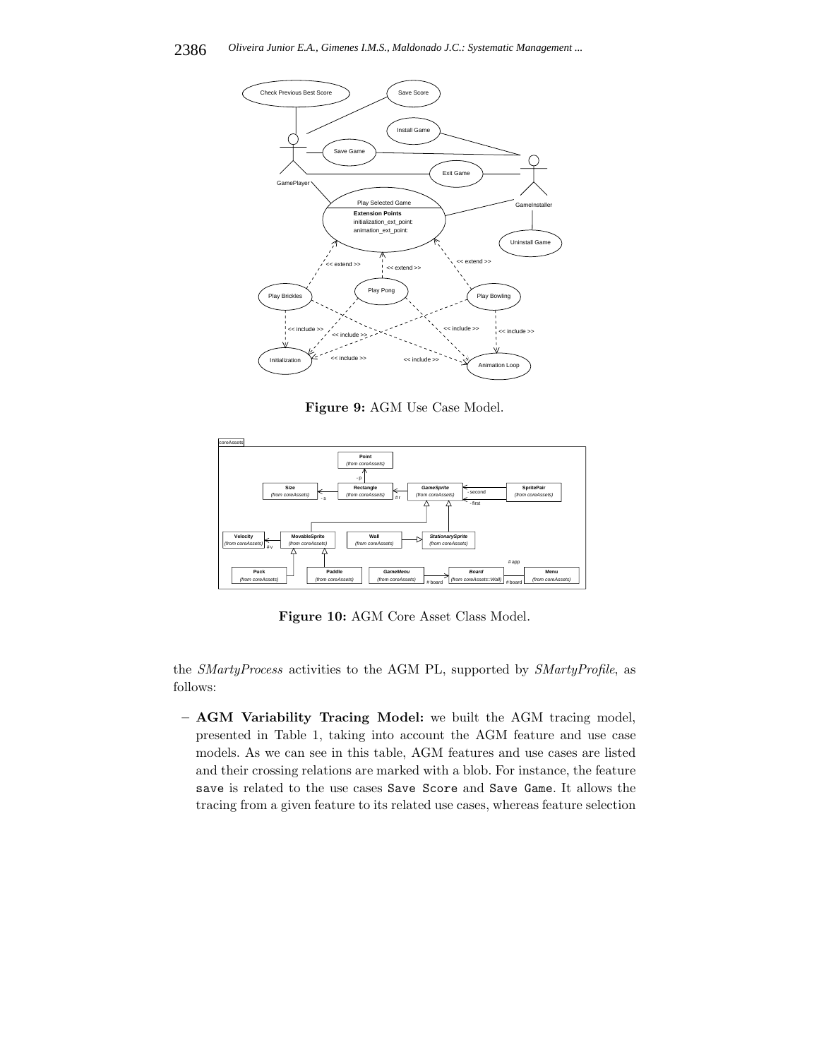**Figure 9:** AGM Use Case Model.

**Figure 10:** AGM Core Asset Class Model.

the *SMartyProcess* activities to the AGM PL, supported by *SMartyProfile*, as follows:

– **AGM Variability Tracing Model:** we built the AGM tracing model, presented in Table 1, taking into account the AGM feature and use case models. As we can see in this table, AGM features and use cases are listed and their crossing relations are marked with a blob. For instance, the feature `save` is related to the use cases `Save Score` and `Save Game`. It allows the tracing from a given feature to its related use cases, whereas feature selection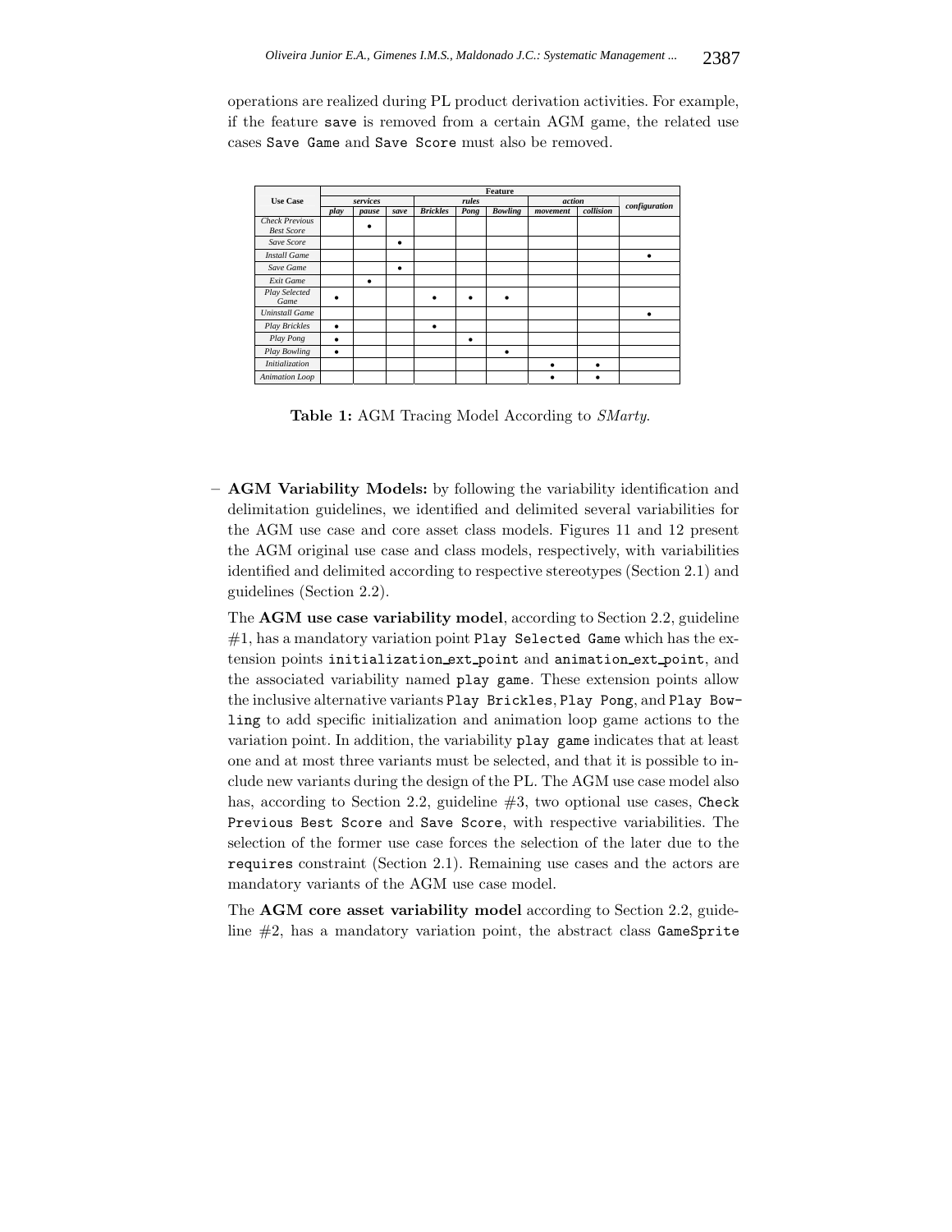operations are realized during PL product derivation activities. For example, if the feature save is removed from a certain AGM game, the related use cases Save Game and Save Score must also be removed.

| Use Case | Feature | | | | | | | | |
|---|---|---|---|---|---|---|---|---|---|
| | services | | | rules | | | action | | configuration |
| | play | pause | save | Brickles | Pong | Bowling | movement | collision | |
| Check Previous Best Score | | • | | | | | | | |
| Save Score | | | • | | | | | | |
| Install Game | | | | | | | | | • |
| Save Game | | | • | | | | | | |
| Exit Game | | • | | | | | | | |
| Play Selected Game | • | | | • | • | • | | | |
| Uninstall Game | | | | | | | | | • |
| Play Brickles | • | | | • | | | | | |
| Play Pong | • | | | | • | | | | |
| Play Bowling | • | | | | | • | | | |
| Initialization | | | | | | | • | • | |
| Animation Loop | | | | | | | • | • | |

**Table 1:** AGM Tracing Model According to *SMarty*.

– **AGM Variability Models:** by following the variability identification and delimitation guidelines, we identified and delimited several variabilities for the AGM use case and core asset class models. Figures 11 and 12 present the AGM original use case and class models, respectively, with variabilities identified and delimited according to respective stereotypes (Section 2.1) and guidelines (Section 2.2).

  The **AGM use case variability model**, according to Section 2.2, guideline #1, has a mandatory variation point Play Selected Game which has the extension points initialization_ext_point and animation_ext_point, and the associated variability named play game. These extension points allow the inclusive alternative variants Play Brickles, Play Pong, and Play Bowling to add specific initialization and animation loop game actions to the variation point. In addition, the variability play game indicates that at least one and at most three variants must be selected, and that it is possible to include new variants during the design of the PL. The AGM use case model also has, according to Section 2.2, guideline #3, two optional use cases, Check Previous Best Score and Save Score, with respective variabilities. The selection of the former use case forces the selection of the later due to the requires constraint (Section 2.1). Remaining use cases and the actors are mandatory variants of the AGM use case model.

  The **AGM core asset variability model** according to Section 2.2, guideline #2, has a mandatory variation point, the abstract class GameSprite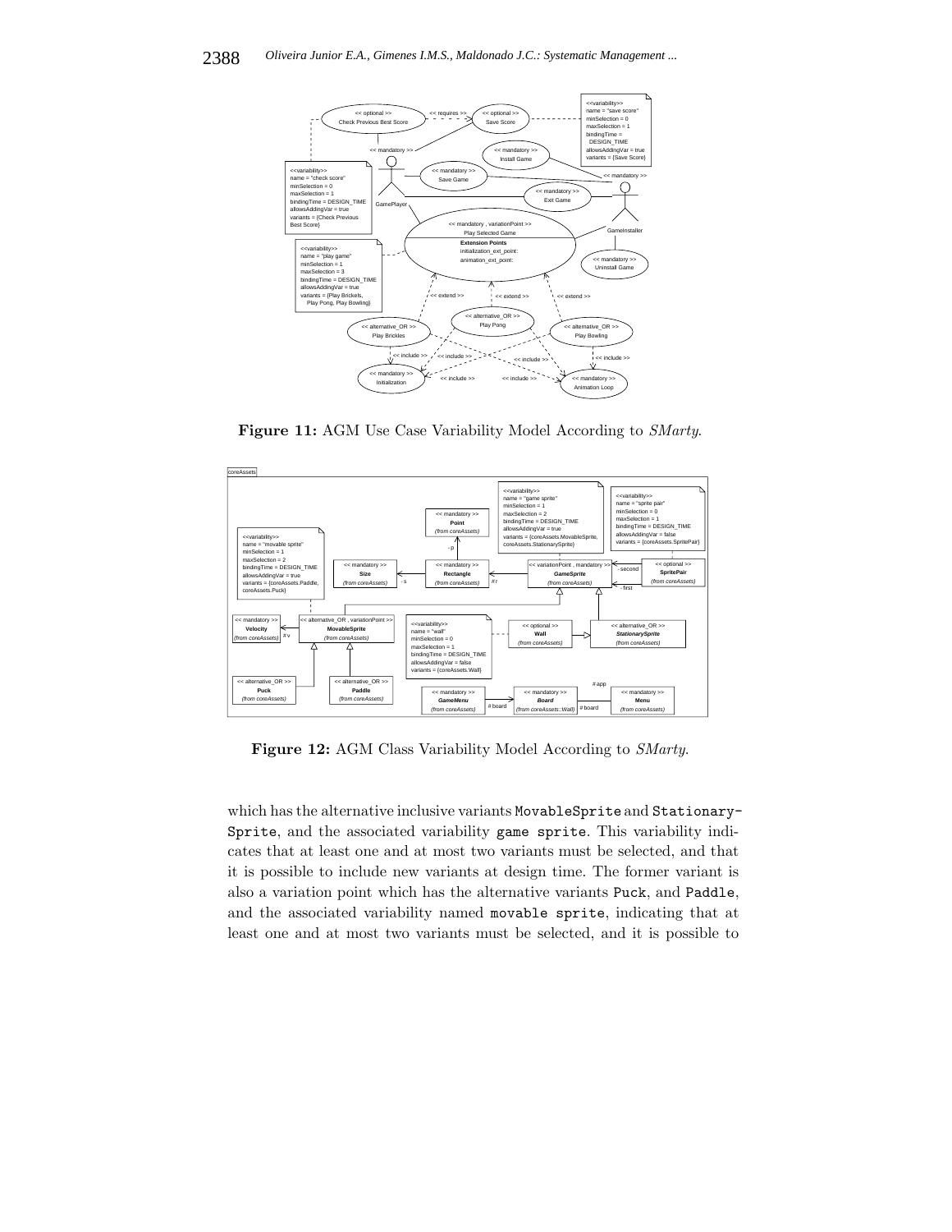**Figure 11:** AGM Use Case Variability Model According to *SMarty*.

**Figure 12:** AGM Class Variability Model According to *SMarty*.

which has the alternative inclusive variants MovableSprite and StationarySprite, and the associated variability game sprite. This variability indicates that at least one and at most two variants must be selected, and that it is possible to include new variants at design time. The former variant is also a variation point which has the alternative variants Puck, and Paddle, and the associated variability named movable sprite, indicating that at least one and at most two variants must be selected, and it is possible to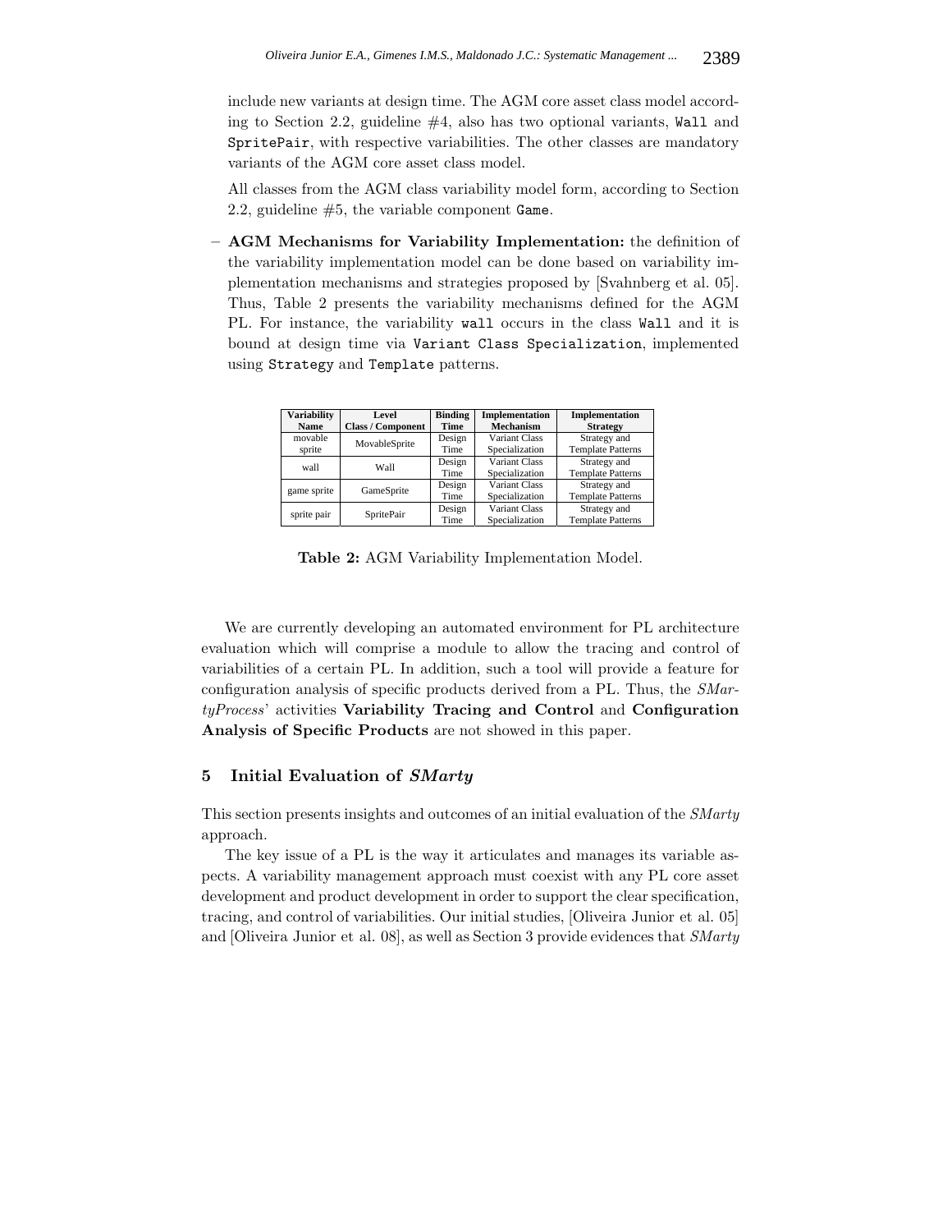include new variants at design time. The AGM core asset class model according to Section 2.2, guideline #4, also has two optional variants, `Wall` and `SpritePair`, with respective variabilities. The other classes are mandatory variants of the AGM core asset class model.

All classes from the AGM class variability model form, according to Section 2.2, guideline #5, the variable component `Game`.

– **AGM Mechanisms for Variability Implementation:** the definition of the variability implementation model can be done based on variability implementation mechanisms and strategies proposed by [Svahnberg et al. 05]. Thus, Table 2 presents the variability mechanisms defined for the AGM PL. For instance, the variability `wall` occurs in the class `Wall` and it is bound at design time via `Variant Class Specialization`, implemented using `Strategy` and `Template` patterns.

| Variability Name | Level Class / Component | Binding Time | Implementation Mechanism | Implementation Strategy |
|---|---|---|---|---|
| movable sprite | MovableSprite | Design Time | Variant Class Specialization | Strategy and Template Patterns |
| wall | Wall | Design Time | Variant Class Specialization | Strategy and Template Patterns |
| game sprite | GameSprite | Design Time | Variant Class Specialization | Strategy and Template Patterns |
| sprite pair | SpritePair | Design Time | Variant Class Specialization | Strategy and Template Patterns |

**Table 2:** AGM Variability Implementation Model.

We are currently developing an automated environment for PL architecture evaluation which will comprise a module to allow the tracing and control of variabilities of a certain PL. In addition, such a tool will provide a feature for configuration analysis of specific products derived from a PL. Thus, the *SMartyProcess*' activities **Variability Tracing and Control** and **Configuration Analysis of Specific Products** are not showed in this paper.

## 5 Initial Evaluation of *SMarty*

This section presents insights and outcomes of an initial evaluation of the *SMarty* approach.

The key issue of a PL is the way it articulates and manages its variable aspects. A variability management approach must coexist with any PL core asset development and product development in order to support the clear specification, tracing, and control of variabilities. Our initial studies, [Oliveira Junior et al. 05] and [Oliveira Junior et al. 08], as well as Section 3 provide evidences that *SMarty*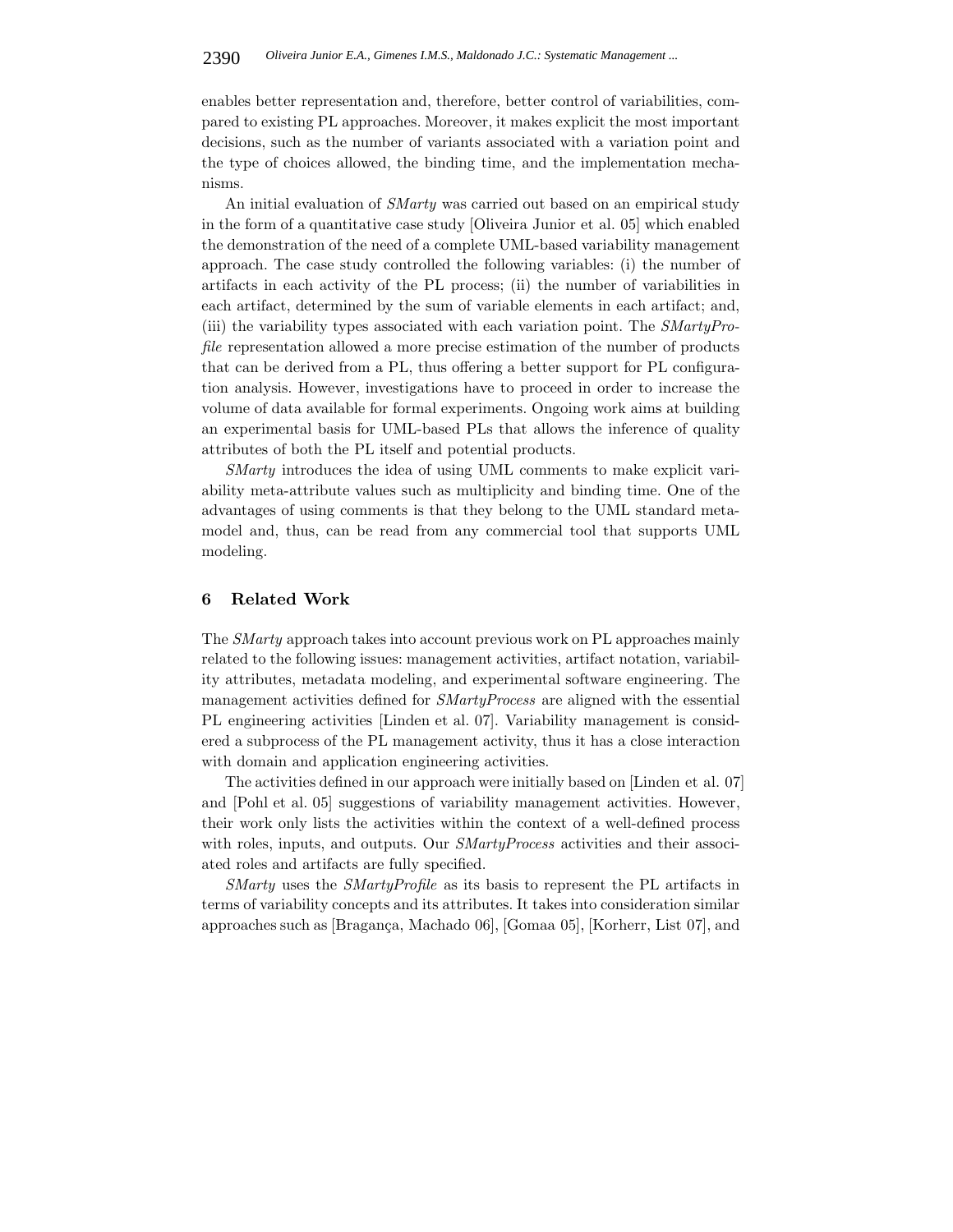enables better representation and, therefore, better control of variabilities, compared to existing PL approaches. Moreover, it makes explicit the most important decisions, such as the number of variants associated with a variation point and the type of choices allowed, the binding time, and the implementation mechanisms.

An initial evaluation of *SMarty* was carried out based on an empirical study in the form of a quantitative case study [Oliveira Junior et al. 05] which enabled the demonstration of the need of a complete UML-based variability management approach. The case study controlled the following variables: (i) the number of artifacts in each activity of the PL process; (ii) the number of variabilities in each artifact, determined by the sum of variable elements in each artifact; and, (iii) the variability types associated with each variation point. The *SMartyProfile* representation allowed a more precise estimation of the number of products that can be derived from a PL, thus offering a better support for PL configuration analysis. However, investigations have to proceed in order to increase the volume of data available for formal experiments. Ongoing work aims at building an experimental basis for UML-based PLs that allows the inference of quality attributes of both the PL itself and potential products.

*SMarty* introduces the idea of using UML comments to make explicit variability meta-attribute values such as multiplicity and binding time. One of the advantages of using comments is that they belong to the UML standard metamodel and, thus, can be read from any commercial tool that supports UML modeling.

## 6 Related Work

The *SMarty* approach takes into account previous work on PL approaches mainly related to the following issues: management activities, artifact notation, variability attributes, metadata modeling, and experimental software engineering. The management activities defined for *SMartyProcess* are aligned with the essential PL engineering activities [Linden et al. 07]. Variability management is considered a subprocess of the PL management activity, thus it has a close interaction with domain and application engineering activities.

The activities defined in our approach were initially based on [Linden et al. 07] and [Pohl et al. 05] suggestions of variability management activities. However, their work only lists the activities within the context of a well-defined process with roles, inputs, and outputs. Our *SMartyProcess* activities and their associated roles and artifacts are fully specified.

*SMarty* uses the *SMartyProfile* as its basis to represent the PL artifacts in terms of variability concepts and its attributes. It takes into consideration similar approaches such as [Bragança, Machado 06], [Gomaa 05], [Korherr, List 07], and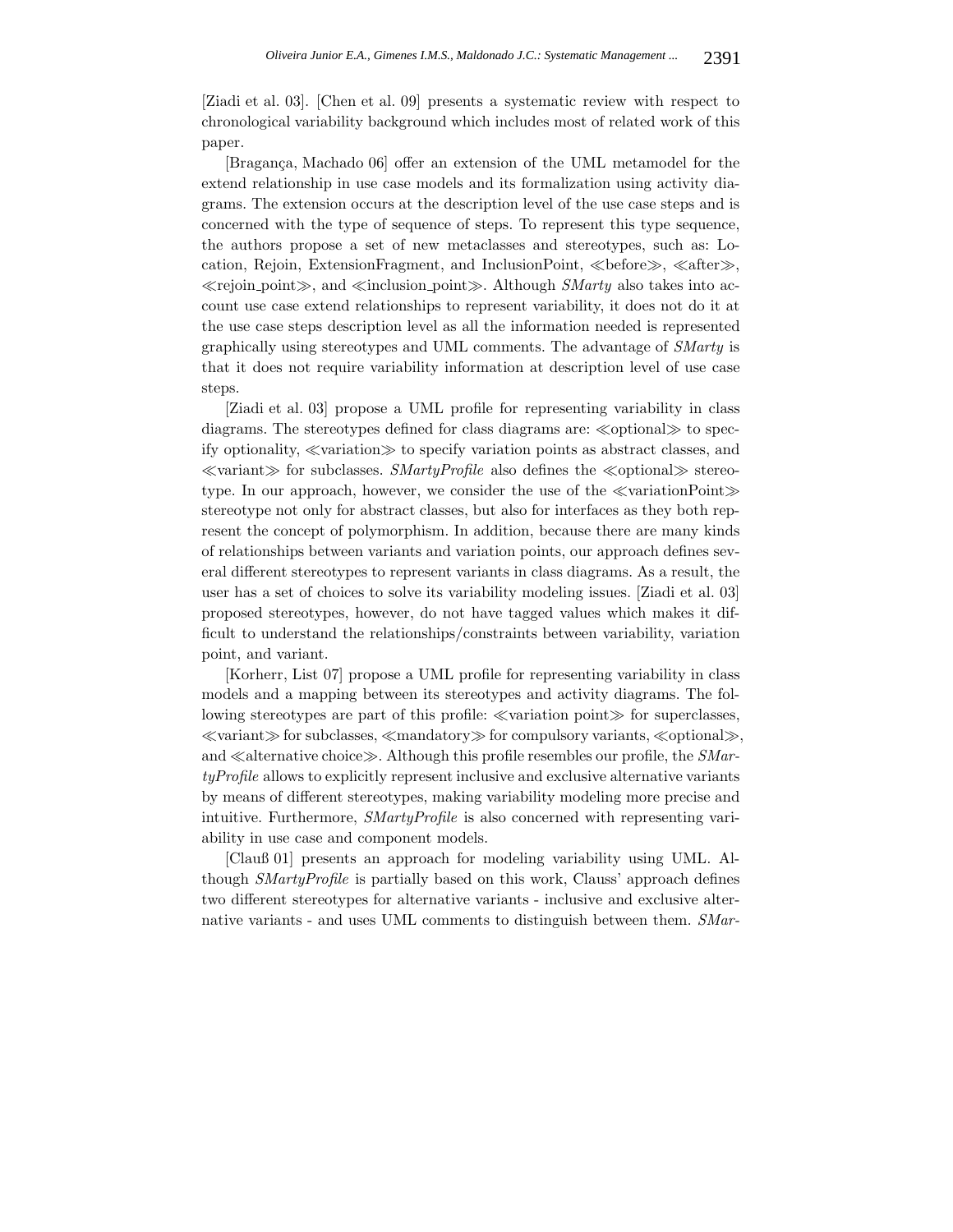[Ziadi et al. 03]. [Chen et al. 09] presents a systematic review with respect to chronological variability background which includes most of related work of this paper.

[Bragança, Machado 06] offer an extension of the UML metamodel for the extend relationship in use case models and its formalization using activity diagrams. The extension occurs at the description level of the use case steps and is concerned with the type of sequence of steps. To represent this type sequence, the authors propose a set of new metaclasses and stereotypes, such as: Location, Rejoin, ExtensionFragment, and InclusionPoint, ≪before≫, ≪after≫, ≪rejoin_point≫, and ≪inclusion_point≫. Although *SMarty* also takes into account use case extend relationships to represent variability, it does not do it at the use case steps description level as all the information needed is represented graphically using stereotypes and UML comments. The advantage of *SMarty* is that it does not require variability information at description level of use case steps.

[Ziadi et al. 03] propose a UML profile for representing variability in class diagrams. The stereotypes defined for class diagrams are: ≪optional≫ to specify optionality, ≪variation≫ to specify variation points as abstract classes, and ≪variant≫ for subclasses. *SMartyProfile* also defines the ≪optional≫ stereotype. In our approach, however, we consider the use of the ≪variationPoint≫ stereotype not only for abstract classes, but also for interfaces as they both represent the concept of polymorphism. In addition, because there are many kinds of relationships between variants and variation points, our approach defines several different stereotypes to represent variants in class diagrams. As a result, the user has a set of choices to solve its variability modeling issues. [Ziadi et al. 03] proposed stereotypes, however, do not have tagged values which makes it difficult to understand the relationships/constraints between variability, variation point, and variant.

[Korherr, List 07] propose a UML profile for representing variability in class models and a mapping between its stereotypes and activity diagrams. The following stereotypes are part of this profile: ≪variation point≫ for superclasses, ≪variant≫ for subclasses, ≪mandatory≫ for compulsory variants, ≪optional≫, and ≪alternative choice≫. Although this profile resembles our profile, the *SMartyProfile* allows to explicitly represent inclusive and exclusive alternative variants by means of different stereotypes, making variability modeling more precise and intuitive. Furthermore, *SMartyProfile* is also concerned with representing variability in use case and component models.

[Claußs 01] presents an approach for modeling variability using UML. Although *SMartyProfile* is partially based on this work, Clauss' approach defines two different stereotypes for alternative variants - inclusive and exclusive alternative variants - and uses UML comments to distinguish between them. *SMar-*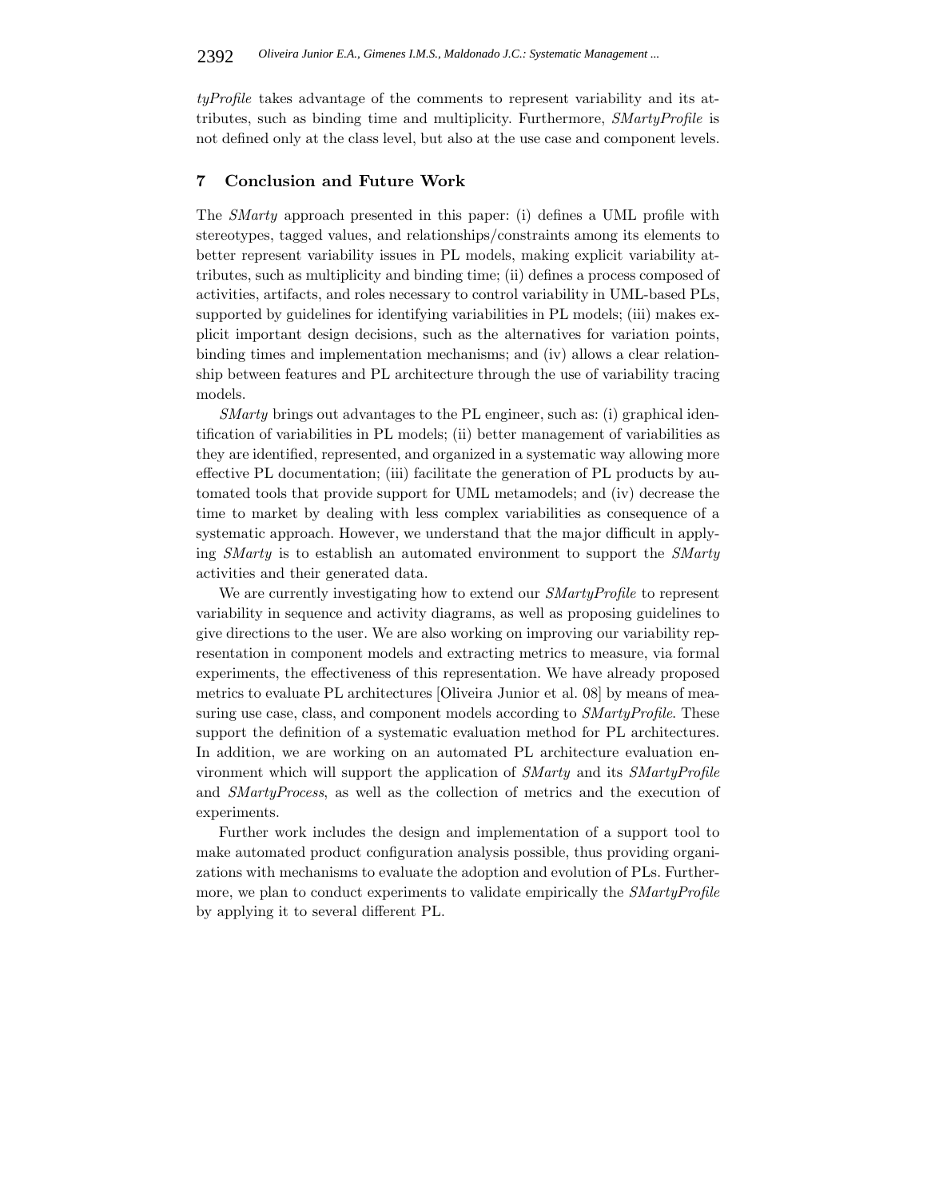*tyProfile* takes advantage of the comments to represent variability and its attributes, such as binding time and multiplicity. Furthermore, *SMartyProfile* is not defined only at the class level, but also at the use case and component levels.

## 7 Conclusion and Future Work

The *SMarty* approach presented in this paper: (i) defines a UML profile with stereotypes, tagged values, and relationships/constraints among its elements to better represent variability issues in PL models, making explicit variability attributes, such as multiplicity and binding time; (ii) defines a process composed of activities, artifacts, and roles necessary to control variability in UML-based PLs, supported by guidelines for identifying variabilities in PL models; (iii) makes explicit important design decisions, such as the alternatives for variation points, binding times and implementation mechanisms; and (iv) allows a clear relationship between features and PL architecture through the use of variability tracing models.

*SMarty* brings out advantages to the PL engineer, such as: (i) graphical identification of variabilities in PL models; (ii) better management of variabilities as they are identified, represented, and organized in a systematic way allowing more effective PL documentation; (iii) facilitate the generation of PL products by automated tools that provide support for UML metamodels; and (iv) decrease the time to market by dealing with less complex variabilities as consequence of a systematic approach. However, we understand that the major difficult in applying *SMarty* is to establish an automated environment to support the *SMarty* activities and their generated data.

We are currently investigating how to extend our *SMartyProfile* to represent variability in sequence and activity diagrams, as well as proposing guidelines to give directions to the user. We are also working on improving our variability representation in component models and extracting metrics to measure, via formal experiments, the effectiveness of this representation. We have already proposed metrics to evaluate PL architectures [Oliveira Junior et al. 08] by means of measuring use case, class, and component models according to *SMartyProfile*. These support the definition of a systematic evaluation method for PL architectures. In addition, we are working on an automated PL architecture evaluation environment which will support the application of *SMarty* and its *SMartyProfile* and *SMartyProcess*, as well as the collection of metrics and the execution of experiments.

Further work includes the design and implementation of a support tool to make automated product configuration analysis possible, thus providing organizations with mechanisms to evaluate the adoption and evolution of PLs. Furthermore, we plan to conduct experiments to validate empirically the *SMartyProfile* by applying it to several different PL.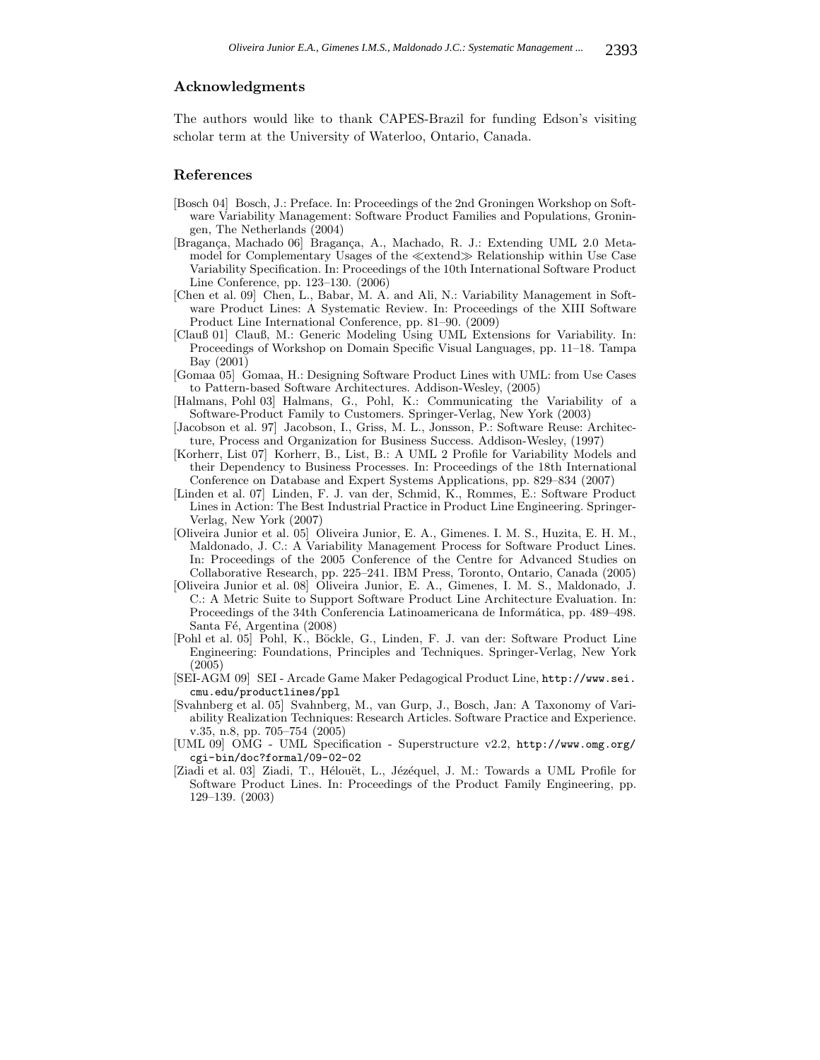## Acknowledgments

The authors would like to thank CAPES-Brazil for funding Edson's visiting scholar term at the University of Waterloo, Ontario, Canada.

## References

[Bosch 04] Bosch, J.: Preface. In: Proceedings of the 2nd Groningen Workshop on Software Variability Management: Software Product Families and Populations, Groningen, The Netherlands (2004)

[Bragança, Machado 06] Bragança, A., Machado, R. J.: Extending UML 2.0 Metamodel for Complementary Usages of the ≪extend≫ Relationship within Use Case Variability Specification. In: Proceedings of the 10th International Software Product Line Conference, pp. 123–130. (2006)

[Chen et al. 09] Chen, L., Babar, M. A. and Ali, N.: Variability Management in Software Product Lines: A Systematic Review. In: Proceedings of the XIII Software Product Line International Conference, pp. 81–90. (2009)

[Clauß 01] Clauß, M.: Generic Modeling Using UML Extensions for Variability. In: Proceedings of Workshop on Domain Specific Visual Languages, pp. 11–18. Tampa Bay (2001)

[Gomaa 05] Gomaa, H.: Designing Software Product Lines with UML: from Use Cases to Pattern-based Software Architectures. Addison-Wesley, (2005)

[Halmans, Pohl 03] Halmans, G., Pohl, K.: Communicating the Variability of a Software-Product Family to Customers. Springer-Verlag, New York (2003)

[Jacobson et al. 97] Jacobson, I., Griss, M. L., Jonsson, P.: Software Reuse: Architecture, Process and Organization for Business Success. Addison-Wesley, (1997)

[Korherr, List 07] Korherr, B., List, B.: A UML 2 Profile for Variability Models and their Dependency to Business Processes. In: Proceedings of the 18th International Conference on Database and Expert Systems Applications, pp. 829–834 (2007)

[Linden et al. 07] Linden, F. J. van der, Schmid, K., Rommes, E.: Software Product Lines in Action: The Best Industrial Practice in Product Line Engineering. Springer-Verlag, New York (2007)

[Oliveira Junior et al. 05] Oliveira Junior, E. A., Gimenes. I. M. S., Huzita, E. H. M., Maldonado, J. C.: A Variability Management Process for Software Product Lines. In: Proceedings of the 2005 Conference of the Centre for Advanced Studies on Collaborative Research, pp. 225–241. IBM Press, Toronto, Ontario, Canada (2005)

[Oliveira Junior et al. 08] Oliveira Junior, E. A., Gimenes, I. M. S., Maldonado, J. C.: A Metric Suite to Support Software Product Line Architecture Evaluation. In: Proceedings of the 34th Conferencia Latinoamericana de Informática, pp. 489–498. Santa Fé, Argentina (2008)

[Pohl et al. 05] Pohl, K., Böckle, G., Linden, F. J. van der: Software Product Line Engineering: Foundations, Principles and Techniques. Springer-Verlag, New York (2005)

[SEI-AGM 09] SEI - Arcade Game Maker Pedagogical Product Line, http://www.sei.cmu.edu/productlines/ppl

[Svahnberg et al. 05] Svahnberg, M., van Gurp, J., Bosch, Jan: A Taxonomy of Variability Realization Techniques: Research Articles. Software Practice and Experience. v.35, n.8, pp. 705–754 (2005)

[UML 09] OMG - UML Specification - Superstructure v2.2, http://www.omg.org/cgi-bin/doc?formal/09-02-02

[Ziadi et al. 03] Ziadi, T., Hélouët, L., Jézéquel, J. M.: Towards a UML Profile for Software Product Lines. In: Proceedings of the Product Family Engineering, pp. 129–139. (2003)